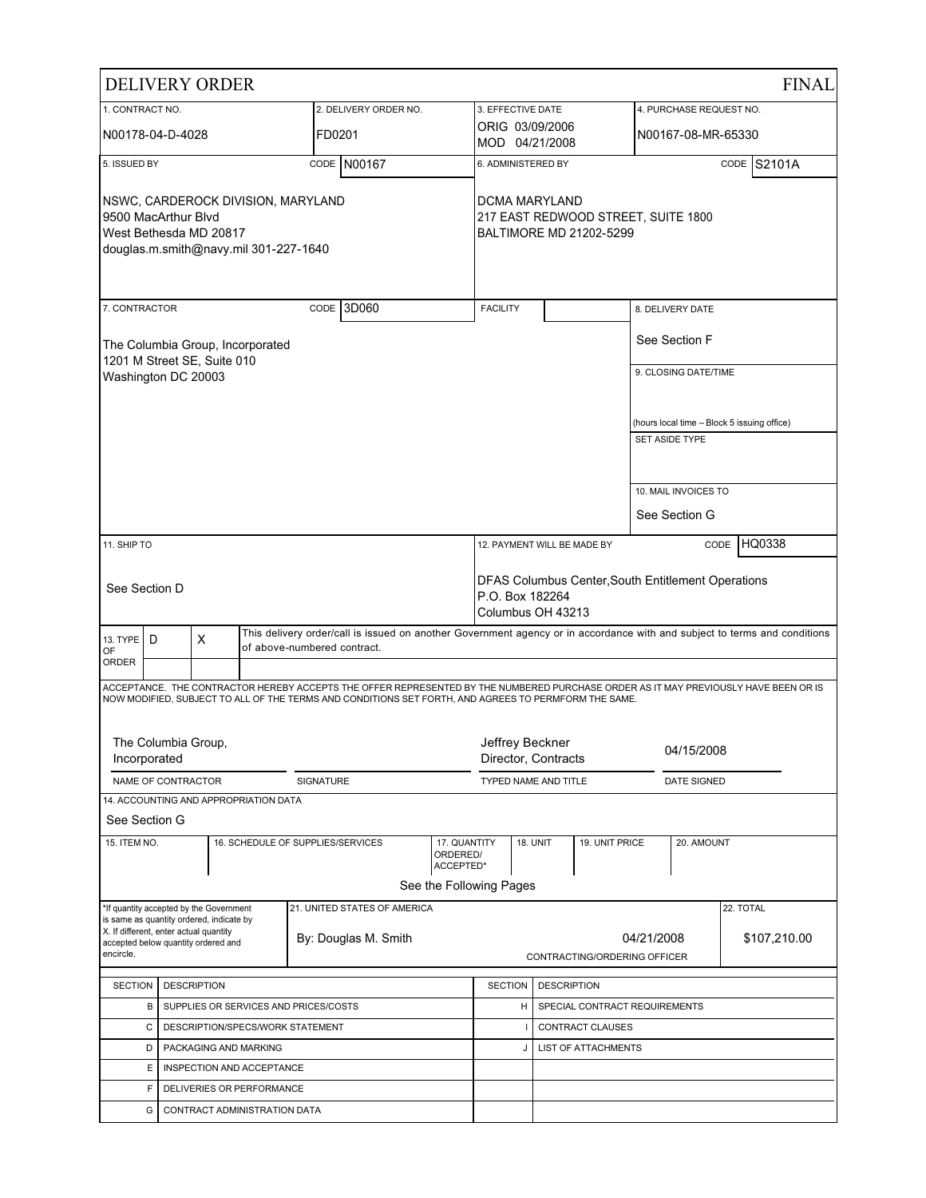# DELIVERY ORDER

FINAL

| 1. CONTRACT NO. | 2. DELIVERY ORDER NO. | 3. EFFECTIVE DATE | 4. PURCHASE REQUEST NO. |
|---|---|---|---|
| N00178-04-D-4028 | FD0201 | ORIG 03/09/2006<br>MOD 04/21/2008 | N00167-08-MR-65330 |

| 5. ISSUED BY CODE N00167 | 6. ADMINISTERED BY CODE S2101A |
|---|---|
| NSWC, CARDEROCK DIVISION, MARYLAND<br>9500 MacArthur Blvd<br>West Bethesda MD 20817<br>douglas.m.smith@navy.mil 301-227-1640 | DCMA MARYLAND<br>217 EAST REDWOOD STREET, SUITE 1800<br>BALTIMORE MD 21202-5299 |

| 7. CONTRACTOR CODE 3D060 | FACILITY | |
|---|---|---|
| The Columbia Group, Incorporated<br>1201 M Street SE, Suite 010<br>Washington DC 20003 | | 8. DELIVERY DATE<br>See Section F<br><br>9. CLOSING DATE/TIME<br><br>(hours local time – Block 5 issuing office)<br><br>SET ASIDE TYPE<br><br>10. MAIL INVOICES TO<br>See Section G |

| 11. SHIP TO | 12. PAYMENT WILL BE MADE BY CODE HQ0338 |
|---|---|
| See Section D | DFAS Columbus Center,South Entitlement Operations<br>P.O. Box 182264<br>Columbus OH 43213 |

13. TYPE OF ORDER: D X — This delivery order/call is issued on another Government agency or in accordance with and subject to terms and conditions of above-numbered contract.

ACCEPTANCE. THE CONTRACTOR HEREBY ACCEPTS THE OFFER REPRESENTED BY THE NUMBERED PURCHASE ORDER AS IT MAY PREVIOUSLY HAVE BEEN OR IS NOW MODIFIED, SUBJECT TO ALL OF THE TERMS AND CONDITIONS SET FORTH, AND AGREES TO PERMFORM THE SAME.

| NAME OF CONTRACTOR | SIGNATURE | TYPED NAME AND TITLE | DATE SIGNED |
|---|---|---|---|
| The Columbia Group, Incorporated | | Jeffrey Beckner<br>Director, Contracts | 04/15/2008 |

14. ACCOUNTING AND APPROPRIATION DATA

See Section G

| 15. ITEM NO. | 16. SCHEDULE OF SUPPLIES/SERVICES | 17. QUANTITY ORDERED/ ACCEPTED* | 18. UNIT | 19. UNIT PRICE | 20. AMOUNT |
|---|---|---|---|---|---|
| | See the Following Pages | | | | |

| *If quantity accepted by the Government is same as quantity ordered, indicate by X. If different, enter actual quantity accepted below quantity ordered and encircle. | 21. UNITED STATES OF AMERICA<br>By: Douglas M. Smith | 04/21/2008<br>CONTRACTING/ORDERING OFFICER | 22. TOTAL<br>$107,210.00 |
|---|---|---|---|

| SECTION | DESCRIPTION | SECTION | DESCRIPTION |
|---|---|---|---|
| B | SUPPLIES OR SERVICES AND PRICES/COSTS | H | SPECIAL CONTRACT REQUIREMENTS |
| C | DESCRIPTION/SPECS/WORK STATEMENT | I | CONTRACT CLAUSES |
| D | PACKAGING AND MARKING | J | LIST OF ATTACHMENTS |
| E | INSPECTION AND ACCEPTANCE | | |
| F | DELIVERIES OR PERFORMANCE | | |
| G | CONTRACT ADMINISTRATION DATA | | |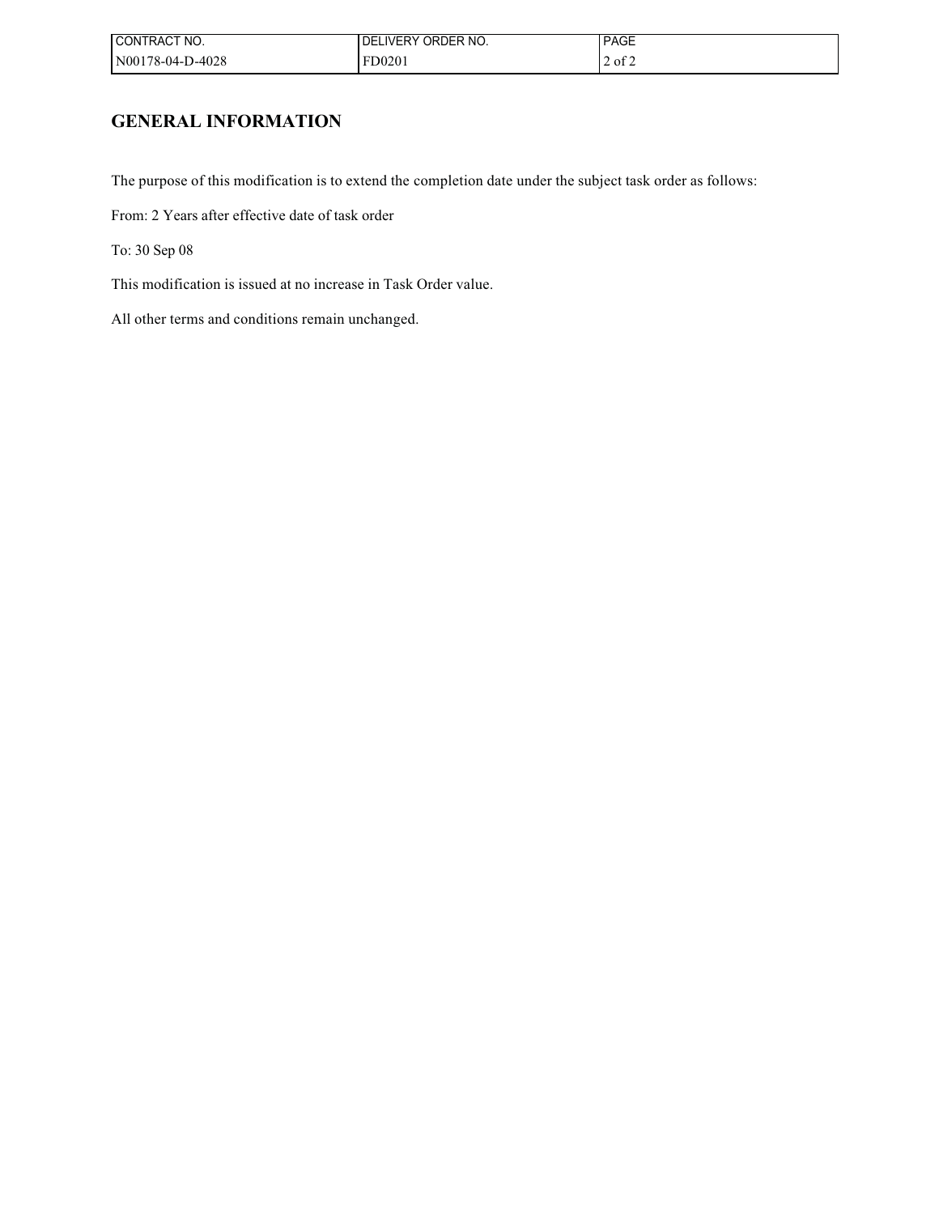| CONTRACT NO. | DELIVERY ORDER NO. |
| --- | --- |
| N00178-04-D-4028 | FD0201 |

## GENERAL INFORMATION

The purpose of this modification is to extend the completion date under the subject task order as follows:

From: 2 Years after effective date of task order

To: 30 Sep 08

This modification is issued at no increase in Task Order value.

All other terms and conditions remain unchanged.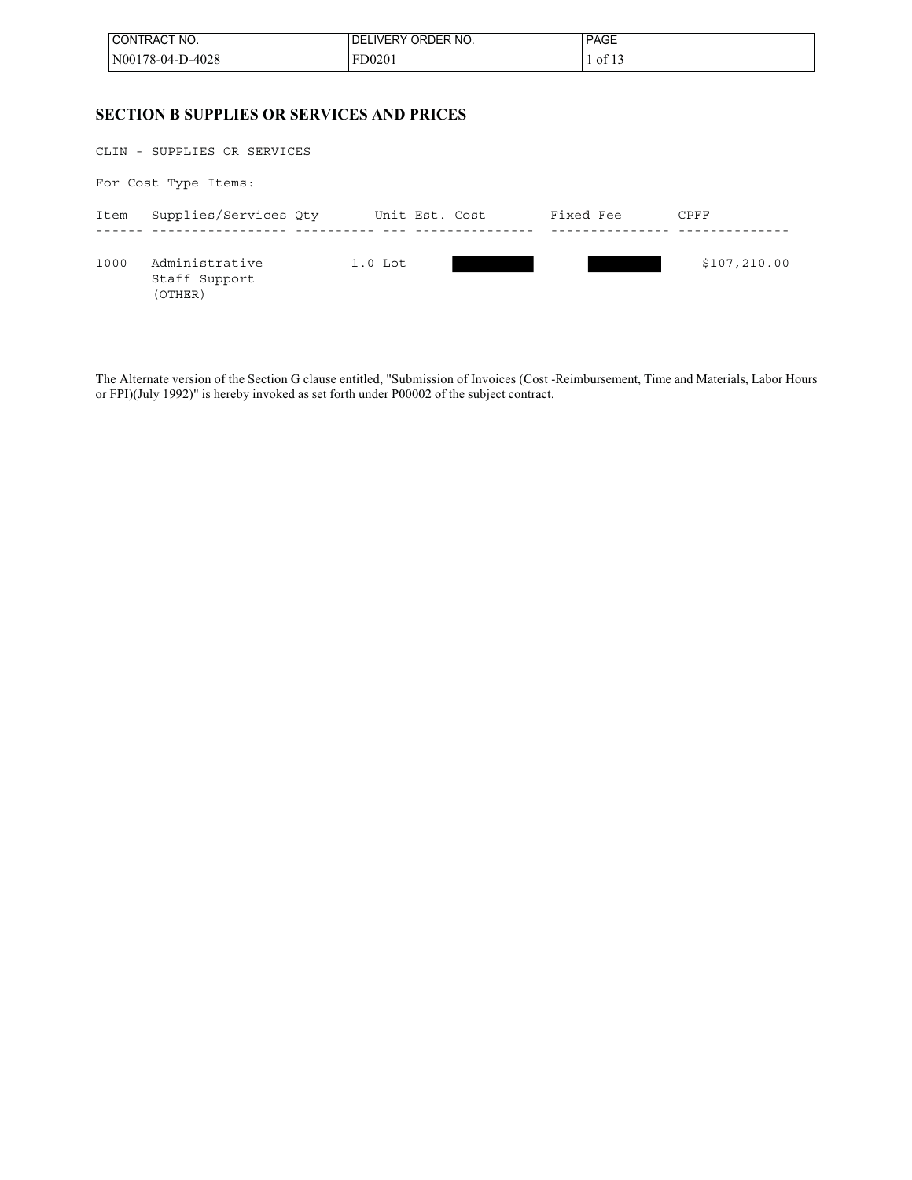## SECTION B SUPPLIES OR SERVICES AND PRICES

CLIN - SUPPLIES OR SERVICES

For Cost Type Items:

| Item | Supplies/Services | Qty | Unit | Est. Cost | Fixed Fee | CPFF |
|---|---|---|---|---|---|---|
| 1000 | Administrative Staff Support (OTHER) | 1.0 | Lot | | | $107,210.00 |

The Alternate version of the Section G clause entitled, "Submission of Invoices (Cost -Reimbursement, Time and Materials, Labor Hours or FPI)(July 1992)" is hereby invoked as set forth under P00002 of the subject contract.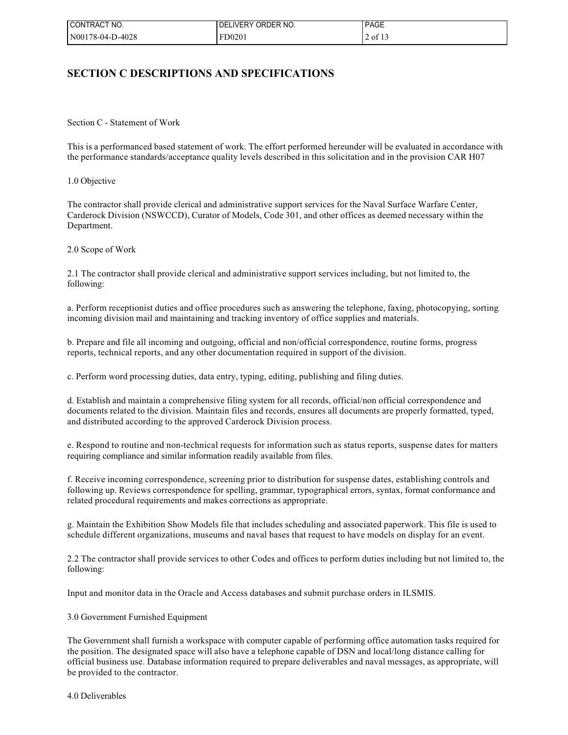# SECTION C DESCRIPTIONS AND SPECIFICATIONS

Section C - Statement of Work

This is a performanced based statement of work. The effort performed hereunder will be evaluated in accordance with the performance standards/acceptance quality levels described in this solicitation and in the provision CAR H07

1.0 Objective

The contractor shall provide clerical and administrative support services for the Naval Surface Warfare Center, Carderock Division (NSWCCD), Curator of Models, Code 301, and other offices as deemed necessary within the Department.

2.0 Scope of Work

2.1 The contractor shall provide clerical and administrative support services including, but not limited to, the following:

a. Perform receptionist duties and office procedures such as answering the telephone, faxing, photocopying, sorting incoming division mail and maintaining and tracking inventory of office supplies and materials.

b. Prepare and file all incoming and outgoing, official and non/official correspondence, routine forms, progress reports, technical reports, and any other documentation required in support of the division.

c. Perform word processing duties, data entry, typing, editing, publishing and filing duties.

d. Establish and maintain a comprehensive filing system for all records, official/non official correspondence and documents related to the division. Maintain files and records, ensures all documents are properly formatted, typed, and distributed according to the approved Carderock Division process.

e. Respond to routine and non-technical requests for information such as status reports, suspense dates for matters requiring compliance and similar information readily available from files.

f. Receive incoming correspondence, screening prior to distribution for suspense dates, establishing controls and following up. Reviews correspondence for spelling, grammar, typographical errors, syntax, format conformance and related procedural requirements and makes corrections as appropriate.

g. Maintain the Exhibition Show Models file that includes scheduling and associated paperwork. This file is used to schedule different organizations, museums and naval bases that request to have models on display for an event.

2.2 The contractor shall provide services to other Codes and offices to perform duties including but not limited to, the following:

Input and monitor data in the Oracle and Access databases and submit purchase orders in ILSMIS.

3.0 Government Furnished Equipment

The Government shall furnish a workspace with computer capable of performing office automation tasks required for the position. The designated space will also have a telephone capable of DSN and local/long distance calling for official business use. Database information required to prepare deliverables and naval messages, as appropriate, will be provided to the contractor.

4.0 Deliverables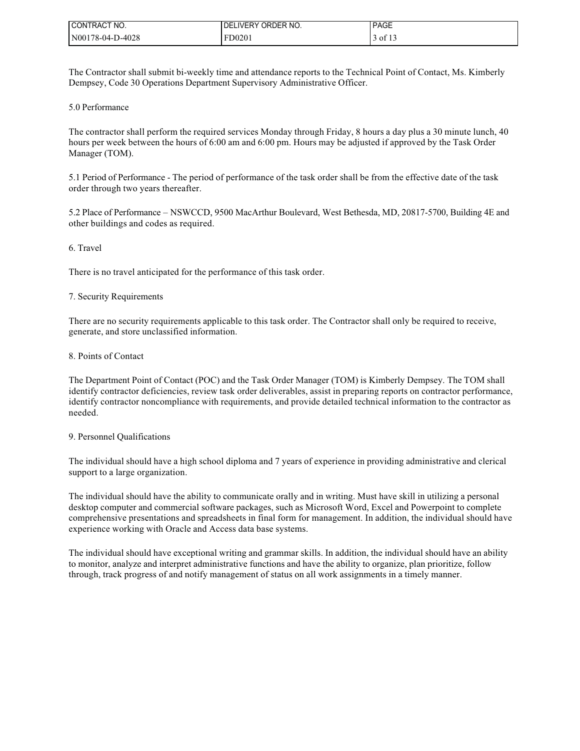The Contractor shall submit bi-weekly time and attendance reports to the Technical Point of Contact, Ms. Kimberly Dempsey, Code 30 Operations Department Supervisory Administrative Officer.

## 5.0 Performance

The contractor shall perform the required services Monday through Friday, 8 hours a day plus a 30 minute lunch, 40 hours per week between the hours of 6:00 am and 6:00 pm. Hours may be adjusted if approved by the Task Order Manager (TOM).

5.1 Period of Performance - The period of performance of the task order shall be from the effective date of the task order through two years thereafter.

5.2 Place of Performance – NSWCCD, 9500 MacArthur Boulevard, West Bethesda, MD, 20817-5700, Building 4E and other buildings and codes as required.

## 6. Travel

There is no travel anticipated for the performance of this task order.

## 7. Security Requirements

There are no security requirements applicable to this task order. The Contractor shall only be required to receive, generate, and store unclassified information.

## 8. Points of Contact

The Department Point of Contact (POC) and the Task Order Manager (TOM) is Kimberly Dempsey. The TOM shall identify contractor deficiencies, review task order deliverables, assist in preparing reports on contractor performance, identify contractor noncompliance with requirements, and provide detailed technical information to the contractor as needed.

## 9. Personnel Qualifications

The individual should have a high school diploma and 7 years of experience in providing administrative and clerical support to a large organization.

The individual should have the ability to communicate orally and in writing. Must have skill in utilizing a personal desktop computer and commercial software packages, such as Microsoft Word, Excel and Powerpoint to complete comprehensive presentations and spreadsheets in final form for management. In addition, the individual should have experience working with Oracle and Access data base systems.

The individual should have exceptional writing and grammar skills. In addition, the individual should have an ability to monitor, analyze and interpret administrative functions and have the ability to organize, plan prioritize, follow through, track progress of and notify management of status on all work assignments in a timely manner.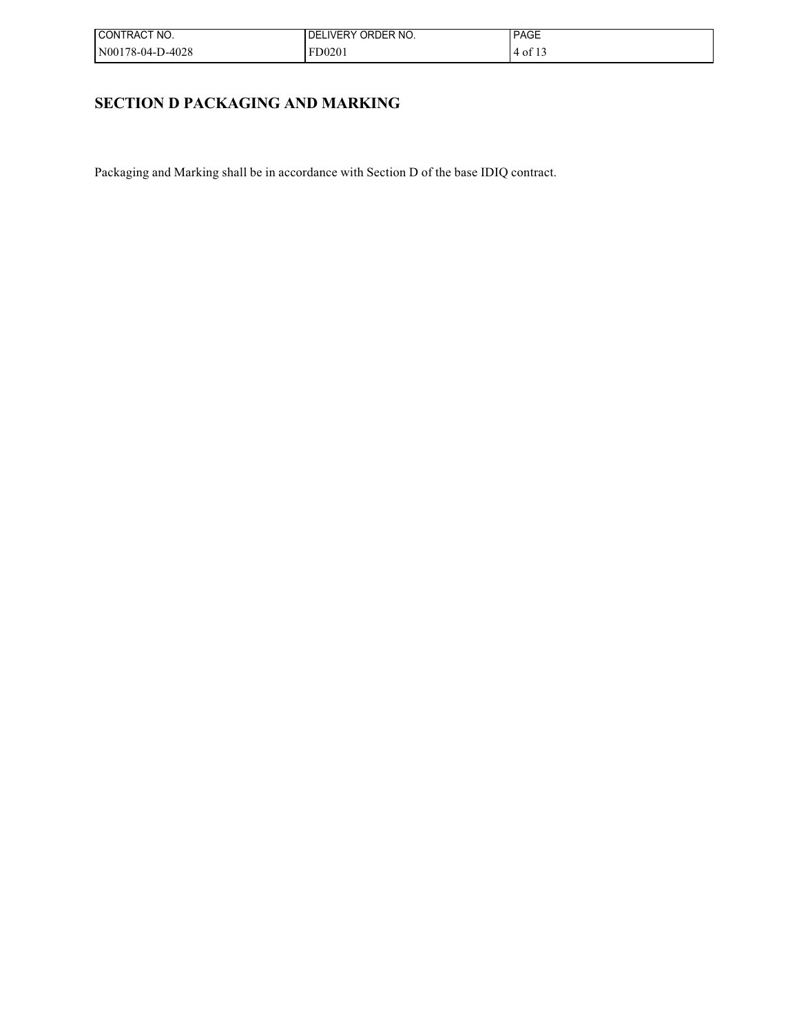## SECTION D PACKAGING AND MARKING

Packaging and Marking shall be in accordance with Section D of the base IDIQ contract.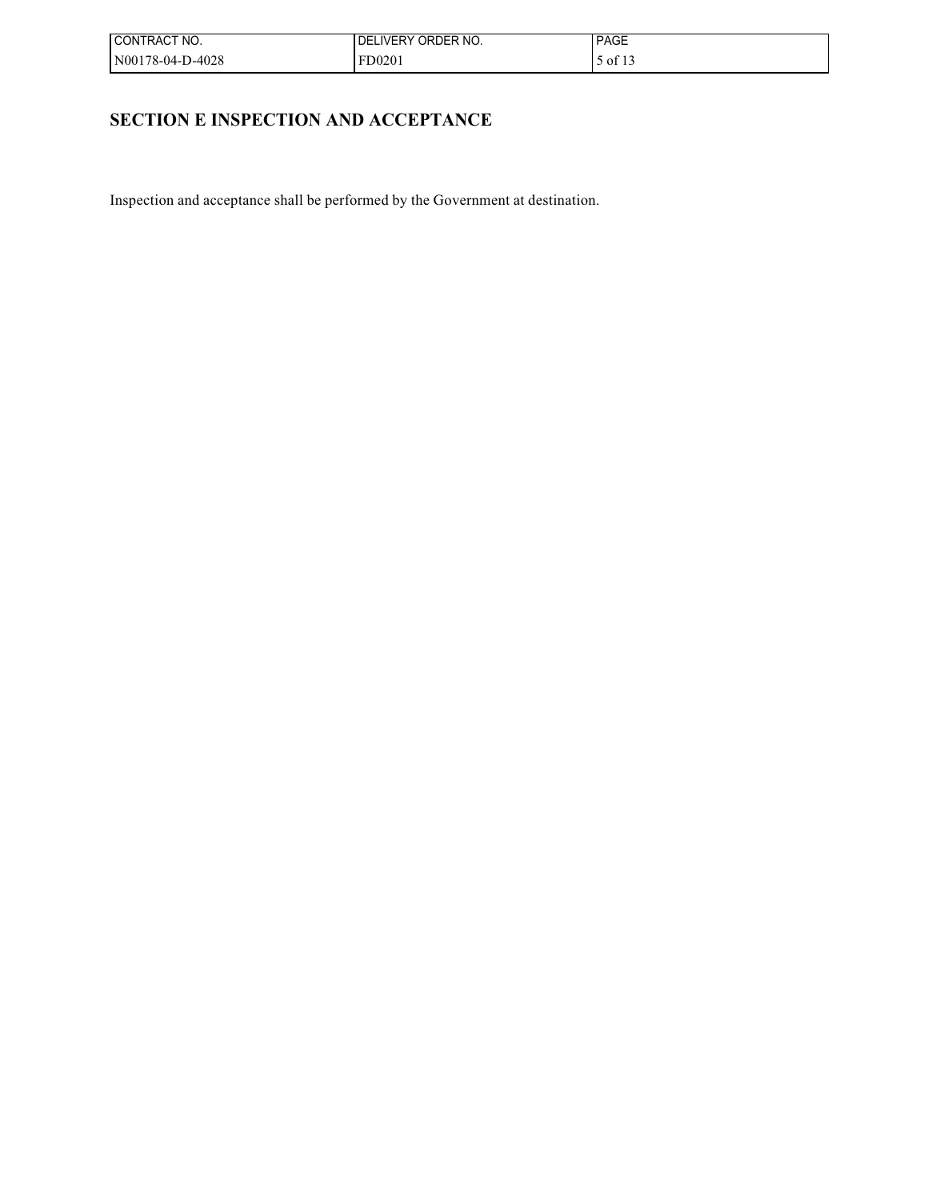# SECTION E INSPECTION AND ACCEPTANCE

Inspection and acceptance shall be performed by the Government at destination.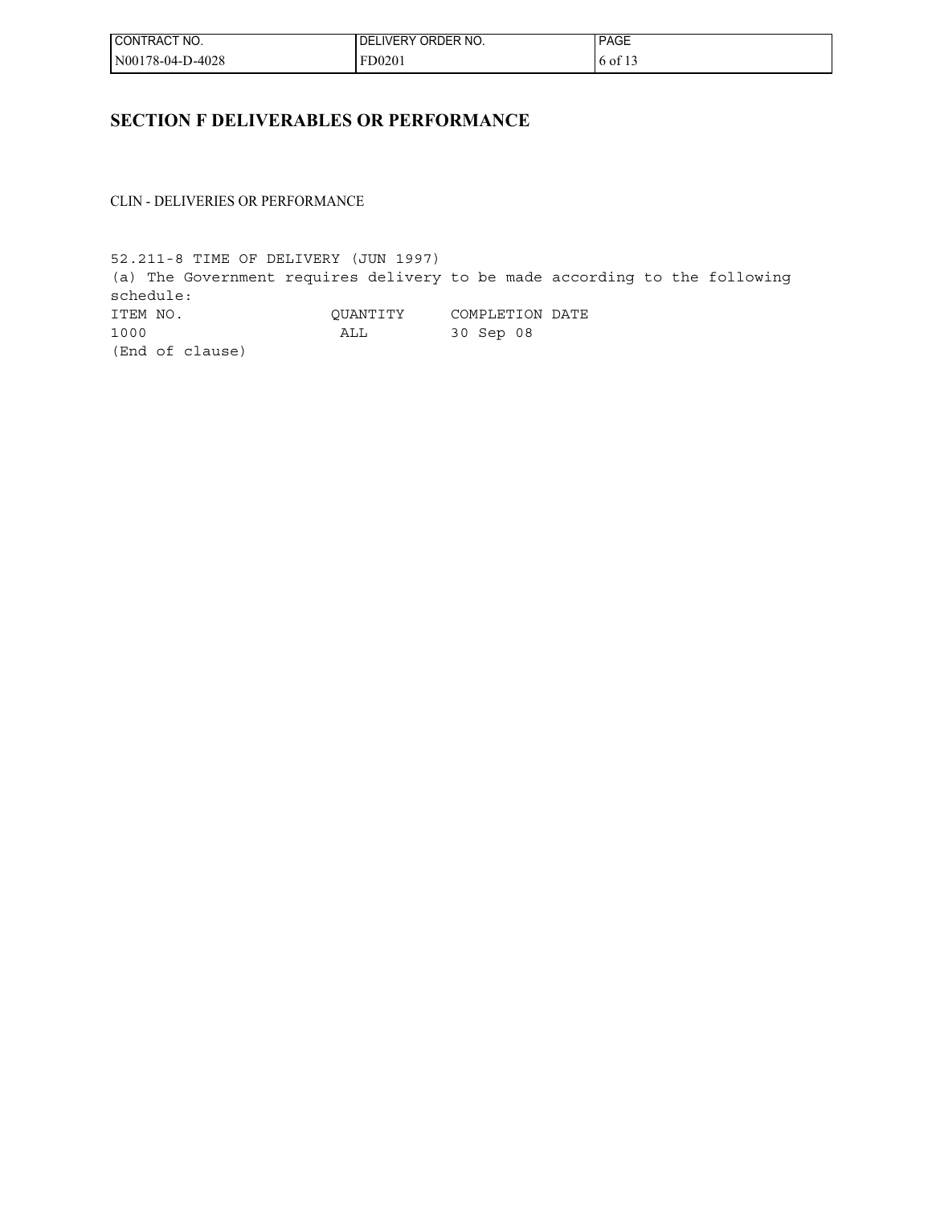## SECTION F DELIVERABLES OR PERFORMANCE

CLIN - DELIVERIES OR PERFORMANCE

52.211-8 TIME OF DELIVERY (JUN 1997)

(a) The Government requires delivery to be made according to the following schedule:

| ITEM NO. | QUANTITY | COMPLETION DATE |
|---|---|---|
| 1000 | ALL | 30 Sep 08 |

(End of clause)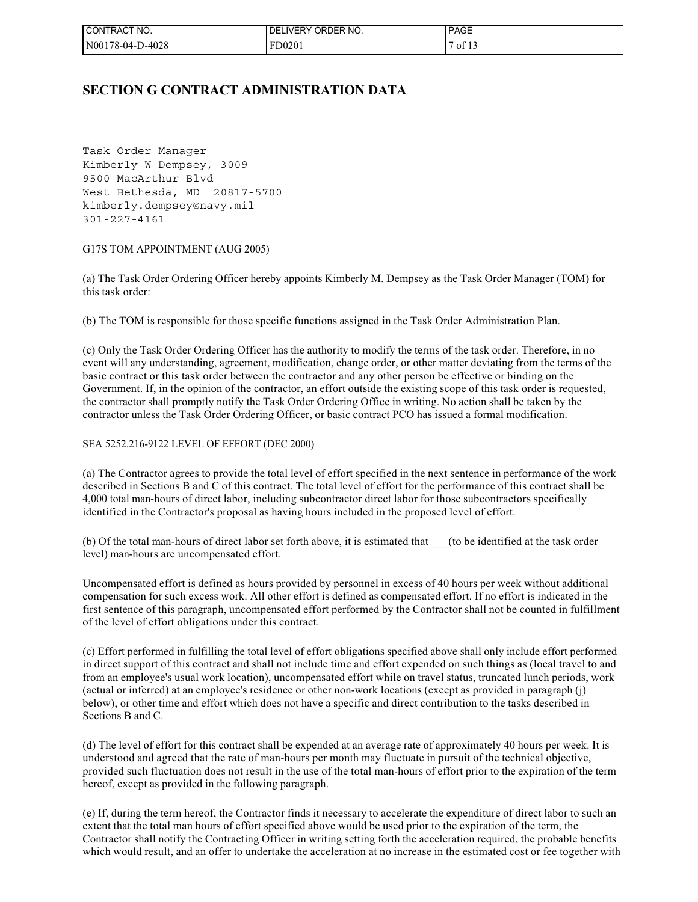## SECTION G CONTRACT ADMINISTRATION DATA

```
Task Order Manager
Kimberly W Dempsey, 3009
9500 MacArthur Blvd
West Bethesda, MD  20817-5700
kimberly.dempsey@navy.mil
301-227-4161
```

G17S TOM APPOINTMENT (AUG 2005)

(a) The Task Order Ordering Officer hereby appoints Kimberly M. Dempsey as the Task Order Manager (TOM) for this task order:

(b) The TOM is responsible for those specific functions assigned in the Task Order Administration Plan.

(c) Only the Task Order Ordering Officer has the authority to modify the terms of the task order. Therefore, in no event will any understanding, agreement, modification, change order, or other matter deviating from the terms of the basic contract or this task order between the contractor and any other person be effective or binding on the Government. If, in the opinion of the contractor, an effort outside the existing scope of this task order is requested, the contractor shall promptly notify the Task Order Ordering Office in writing. No action shall be taken by the contractor unless the Task Order Ordering Officer, or basic contract PCO has issued a formal modification.

SEA 5252.216-9122 LEVEL OF EFFORT (DEC 2000)

(a) The Contractor agrees to provide the total level of effort specified in the next sentence in performance of the work described in Sections B and C of this contract. The total level of effort for the performance of this contract shall be 4,000 total man-hours of direct labor, including subcontractor direct labor for those subcontractors specifically identified in the Contractor's proposal as having hours included in the proposed level of effort.

(b) Of the total man-hours of direct labor set forth above, it is estimated that ___(to be identified at the task order level) man-hours are uncompensated effort.

Uncompensated effort is defined as hours provided by personnel in excess of 40 hours per week without additional compensation for such excess work. All other effort is defined as compensated effort. If no effort is indicated in the first sentence of this paragraph, uncompensated effort performed by the Contractor shall not be counted in fulfillment of the level of effort obligations under this contract.

(c) Effort performed in fulfilling the total level of effort obligations specified above shall only include effort performed in direct support of this contract and shall not include time and effort expended on such things as (local travel to and from an employee's usual work location), uncompensated effort while on travel status, truncated lunch periods, work (actual or inferred) at an employee's residence or other non-work locations (except as provided in paragraph (j) below), or other time and effort which does not have a specific and direct contribution to the tasks described in Sections B and C.

(d) The level of effort for this contract shall be expended at an average rate of approximately 40 hours per week. It is understood and agreed that the rate of man-hours per month may fluctuate in pursuit of the technical objective, provided such fluctuation does not result in the use of the total man-hours of effort prior to the expiration of the term hereof, except as provided in the following paragraph.

(e) If, during the term hereof, the Contractor finds it necessary to accelerate the expenditure of direct labor to such an extent that the total man hours of effort specified above would be used prior to the expiration of the term, the Contractor shall notify the Contracting Officer in writing setting forth the acceleration required, the probable benefits which would result, and an offer to undertake the acceleration at no increase in the estimated cost or fee together with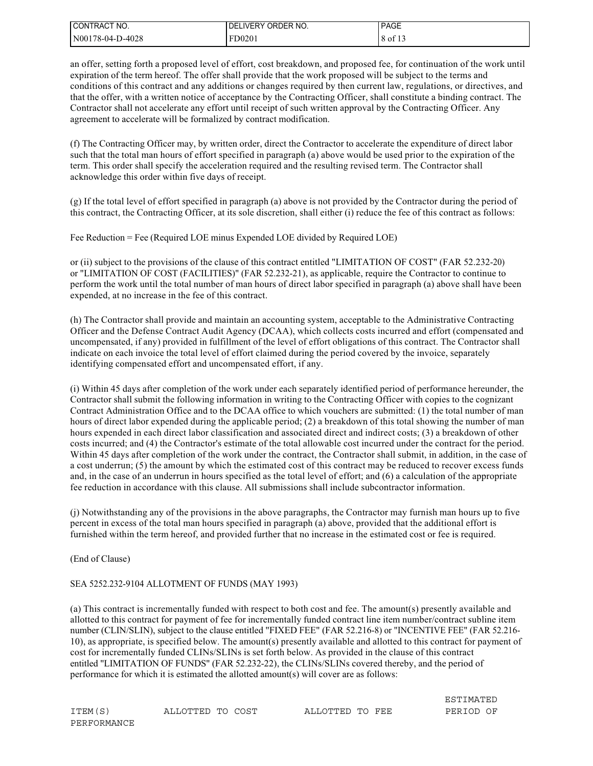an offer, setting forth a proposed level of effort, cost breakdown, and proposed fee, for continuation of the work until expiration of the term hereof. The offer shall provide that the work proposed will be subject to the terms and conditions of this contract and any additions or changes required by then current law, regulations, or directives, and that the offer, with a written notice of acceptance by the Contracting Officer, shall constitute a binding contract. The Contractor shall not accelerate any effort until receipt of such written approval by the Contracting Officer. Any agreement to accelerate will be formalized by contract modification.

(f) The Contracting Officer may, by written order, direct the Contractor to accelerate the expenditure of direct labor such that the total man hours of effort specified in paragraph (a) above would be used prior to the expiration of the term. This order shall specify the acceleration required and the resulting revised term. The Contractor shall acknowledge this order within five days of receipt.

(g) If the total level of effort specified in paragraph (a) above is not provided by the Contractor during the period of this contract, the Contracting Officer, at its sole discretion, shall either (i) reduce the fee of this contract as follows:

Fee Reduction = Fee (Required LOE minus Expended LOE divided by Required LOE)

or (ii) subject to the provisions of the clause of this contract entitled "LIMITATION OF COST" (FAR 52.232-20) or "LIMITATION OF COST (FACILITIES)" (FAR 52.232-21), as applicable, require the Contractor to continue to perform the work until the total number of man hours of direct labor specified in paragraph (a) above shall have been expended, at no increase in the fee of this contract.

(h) The Contractor shall provide and maintain an accounting system, acceptable to the Administrative Contracting Officer and the Defense Contract Audit Agency (DCAA), which collects costs incurred and effort (compensated and uncompensated, if any) provided in fulfillment of the level of effort obligations of this contract. The Contractor shall indicate on each invoice the total level of effort claimed during the period covered by the invoice, separately identifying compensated effort and uncompensated effort, if any.

(i) Within 45 days after completion of the work under each separately identified period of performance hereunder, the Contractor shall submit the following information in writing to the Contracting Officer with copies to the cognizant Contract Administration Office and to the DCAA office to which vouchers are submitted: (1) the total number of man hours of direct labor expended during the applicable period; (2) a breakdown of this total showing the number of man hours expended in each direct labor classification and associated direct and indirect costs; (3) a breakdown of other costs incurred; and (4) the Contractor's estimate of the total allowable cost incurred under the contract for the period. Within 45 days after completion of the work under the contract, the Contractor shall submit, in addition, in the case of a cost underrun; (5) the amount by which the estimated cost of this contract may be reduced to recover excess funds and, in the case of an underrun in hours specified as the total level of effort; and (6) a calculation of the appropriate fee reduction in accordance with this clause. All submissions shall include subcontractor information.

(j) Notwithstanding any of the provisions in the above paragraphs, the Contractor may furnish man hours up to five percent in excess of the total man hours specified in paragraph (a) above, provided that the additional effort is furnished within the term hereof, and provided further that no increase in the estimated cost or fee is required.

(End of Clause)

SEA 5252.232-9104 ALLOTMENT OF FUNDS (MAY 1993)

(a) This contract is incrementally funded with respect to both cost and fee. The amount(s) presently available and allotted to this contract for payment of fee for incrementally funded contract line item number/contract subline item number (CLIN/SLIN), subject to the clause entitled "FIXED FEE" (FAR 52.216-8) or "INCENTIVE FEE" (FAR 52.216-10), as appropriate, is specified below. The amount(s) presently available and allotted to this contract for payment of cost for incrementally funded CLINs/SLINs is set forth below. As provided in the clause of this contract entitled "LIMITATION OF FUNDS" (FAR 52.232-22), the CLINs/SLINs covered thereby, and the period of performance for which it is estimated the allotted amount(s) will cover are as follows:

```
                                                                ESTIMATED
ITEM(S)          ALLOTTED TO COST        ALLOTTED TO FEE        PERIOD OF
PERFORMANCE
```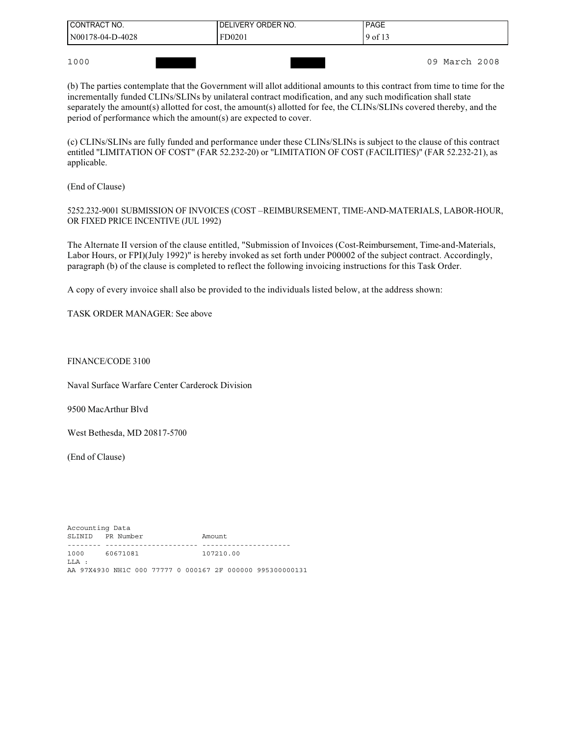1000 ████ ████ 09 March 2008

(b) The parties contemplate that the Government will allot additional amounts to this contract from time to time for the incrementally funded CLINs/SLINs by unilateral contract modification, and any such modification shall state separately the amount(s) allotted for cost, the amount(s) allotted for fee, the CLINs/SLINs covered thereby, and the period of performance which the amount(s) are expected to cover.

(c) CLINs/SLINs are fully funded and performance under these CLINs/SLINs is subject to the clause of this contract entitled "LIMITATION OF COST" (FAR 52.232-20) or "LIMITATION OF COST (FACILITIES)" (FAR 52.232-21), as applicable.

(End of Clause)

5252.232-9001 SUBMISSION OF INVOICES (COST –REIMBURSEMENT, TIME-AND-MATERIALS, LABOR-HOUR, OR FIXED PRICE INCENTIVE (JUL 1992)

The Alternate II version of the clause entitled, "Submission of Invoices (Cost-Reimbursement, Time-and-Materials, Labor Hours, or FPI)(July 1992)" is hereby invoked as set forth under P00002 of the subject contract. Accordingly, paragraph (b) of the clause is completed to reflect the following invoicing instructions for this Task Order.

A copy of every invoice shall also be provided to the individuals listed below, at the address shown:

TASK ORDER MANAGER: See above

FINANCE/CODE 3100

Naval Surface Warfare Center Carderock Division

9500 MacArthur Blvd

West Bethesda, MD 20817-5700

(End of Clause)

```
Accounting Data
SLINID   PR Number              Amount
-------- ---------------------- --------------------
1000     60671081               107210.00
LLA :
AA 97X4930 NH1C 000 77777 0 000167 2F 000000 995300000131
```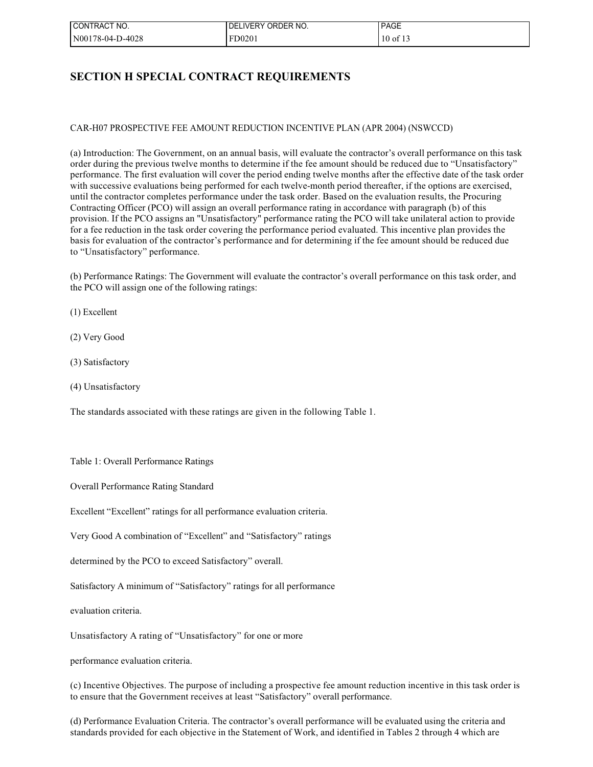## SECTION H SPECIAL CONTRACT REQUIREMENTS

CAR-H07 PROSPECTIVE FEE AMOUNT REDUCTION INCENTIVE PLAN (APR 2004) (NSWCCD)

(a) Introduction: The Government, on an annual basis, will evaluate the contractor's overall performance on this task order during the previous twelve months to determine if the fee amount should be reduced due to "Unsatisfactory" performance. The first evaluation will cover the period ending twelve months after the effective date of the task order with successive evaluations being performed for each twelve-month period thereafter, if the options are exercised, until the contractor completes performance under the task order. Based on the evaluation results, the Procuring Contracting Officer (PCO) will assign an overall performance rating in accordance with paragraph (b) of this provision. If the PCO assigns an "Unsatisfactory" performance rating the PCO will take unilateral action to provide for a fee reduction in the task order covering the performance period evaluated. This incentive plan provides the basis for evaluation of the contractor's performance and for determining if the fee amount should be reduced due to "Unsatisfactory" performance.

(b) Performance Ratings: The Government will evaluate the contractor's overall performance on this task order, and the PCO will assign one of the following ratings:

(1) Excellent

(2) Very Good

(3) Satisfactory

(4) Unsatisfactory

The standards associated with these ratings are given in the following Table 1.

Table 1: Overall Performance Ratings

| Overall Performance Rating | Standard |
|---|---|
| Excellent | "Excellent" ratings for all performance evaluation criteria. |
| Very Good | A combination of "Excellent" and "Satisfactory" ratings determined by the PCO to exceed Satisfactory" overall. |
| Satisfactory | A minimum of "Satisfactory" ratings for all performance evaluation criteria. |
| Unsatisfactory | A rating of "Unsatisfactory" for one or more performance evaluation criteria. |

(c) Incentive Objectives. The purpose of including a prospective fee amount reduction incentive in this task order is to ensure that the Government receives at least "Satisfactory" overall performance.

(d) Performance Evaluation Criteria. The contractor's overall performance will be evaluated using the criteria and standards provided for each objective in the Statement of Work, and identified in Tables 2 through 4 which are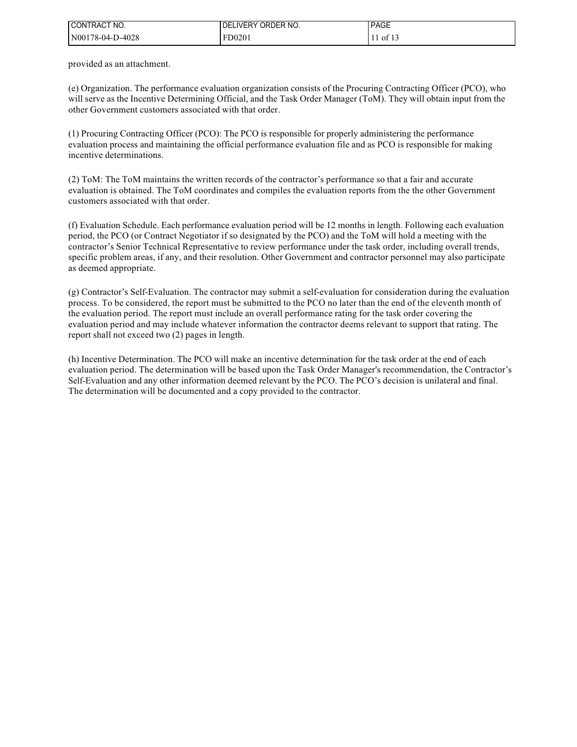provided as an attachment.

(e) Organization. The performance evaluation organization consists of the Procuring Contracting Officer (PCO), who will serve as the Incentive Determining Official, and the Task Order Manager (ToM). They will obtain input from the other Government customers associated with that order.

(1) Procuring Contracting Officer (PCO): The PCO is responsible for properly administering the performance evaluation process and maintaining the official performance evaluation file and as PCO is responsible for making incentive determinations.

(2) ToM: The ToM maintains the written records of the contractor's performance so that a fair and accurate evaluation is obtained. The ToM coordinates and compiles the evaluation reports from the the other Government customers associated with that order.

(f) Evaluation Schedule. Each performance evaluation period will be 12 months in length. Following each evaluation period, the PCO (or Contract Negotiator if so designated by the PCO) and the ToM will hold a meeting with the contractor's Senior Technical Representative to review performance under the task order, including overall trends, specific problem areas, if any, and their resolution. Other Government and contractor personnel may also participate as deemed appropriate.

(g) Contractor's Self-Evaluation. The contractor may submit a self-evaluation for consideration during the evaluation process. To be considered, the report must be submitted to the PCO no later than the end of the eleventh month of the evaluation period. The report must include an overall performance rating for the task order covering the evaluation period and may include whatever information the contractor deems relevant to support that rating. The report shall not exceed two (2) pages in length.

(h) Incentive Determination. The PCO will make an incentive determination for the task order at the end of each evaluation period. The determination will be based upon the Task Order Manager's recommendation, the Contractor's Self-Evaluation and any other information deemed relevant by the PCO. The PCO's decision is unilateral and final. The determination will be documented and a copy provided to the contractor.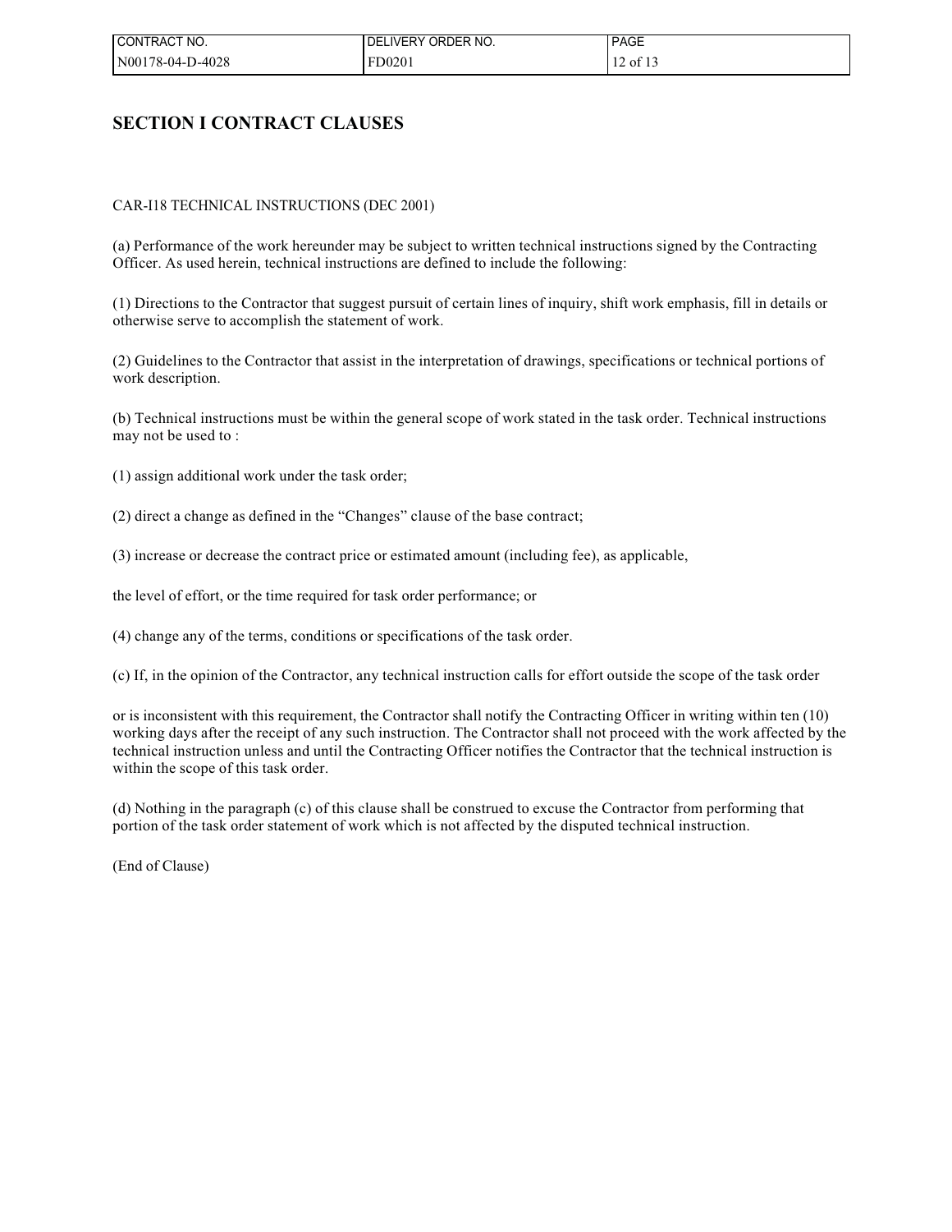# SECTION I CONTRACT CLAUSES

CAR-I18 TECHNICAL INSTRUCTIONS (DEC 2001)

(a) Performance of the work hereunder may be subject to written technical instructions signed by the Contracting Officer. As used herein, technical instructions are defined to include the following:

(1) Directions to the Contractor that suggest pursuit of certain lines of inquiry, shift work emphasis, fill in details or otherwise serve to accomplish the statement of work.

(2) Guidelines to the Contractor that assist in the interpretation of drawings, specifications or technical portions of work description.

(b) Technical instructions must be within the general scope of work stated in the task order. Technical instructions may not be used to :

(1) assign additional work under the task order;

(2) direct a change as defined in the "Changes" clause of the base contract;

(3) increase or decrease the contract price or estimated amount (including fee), as applicable,

the level of effort, or the time required for task order performance; or

(4) change any of the terms, conditions or specifications of the task order.

(c) If, in the opinion of the Contractor, any technical instruction calls for effort outside the scope of the task order

or is inconsistent with this requirement, the Contractor shall notify the Contracting Officer in writing within ten (10) working days after the receipt of any such instruction. The Contractor shall not proceed with the work affected by the technical instruction unless and until the Contracting Officer notifies the Contractor that the technical instruction is within the scope of this task order.

(d) Nothing in the paragraph (c) of this clause shall be construed to excuse the Contractor from performing that portion of the task order statement of work which is not affected by the disputed technical instruction.

(End of Clause)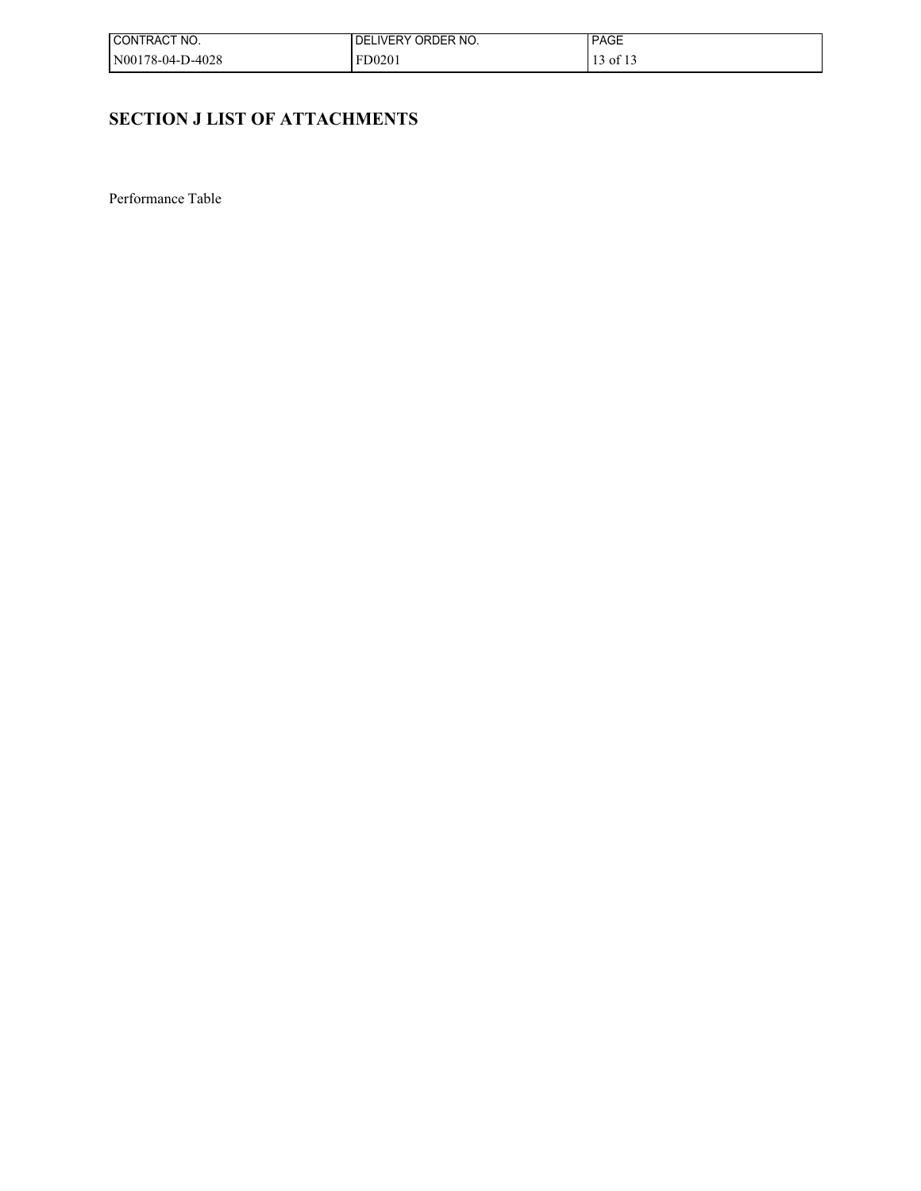## SECTION J LIST OF ATTACHMENTS

Performance Table